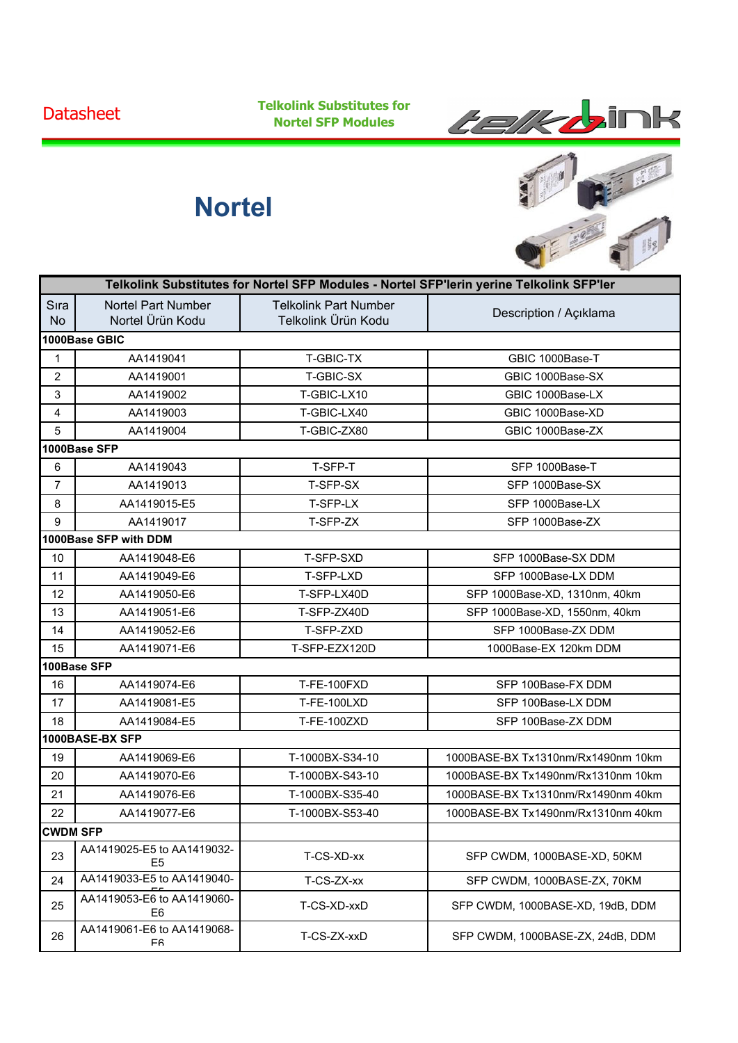Datasheet

**Telkolink Substitutes for Nortel SFP Modules**

# Nortel

| Telkolink Substitutes for Nortel SFP Modules - Nortel SFP'lerin yerine Telkolink SFP'ler | | | |
|---|---|---|---|
| Sıra No | Nortel Part Number Nortel Ürün Kodu | Telkolink Part Number Telkolink Ürün Kodu | Description / Açıklama |
| **1000Base GBIC** | | | |
| 1 | AA1419041 | T-GBIC-TX | GBIC 1000Base-T |
| 2 | AA1419001 | T-GBIC-SX | GBIC 1000Base-SX |
| 3 | AA1419002 | T-GBIC-LX10 | GBIC 1000Base-LX |
| 4 | AA1419003 | T-GBIC-LX40 | GBIC 1000Base-XD |
| 5 | AA1419004 | T-GBIC-ZX80 | GBIC 1000Base-ZX |
| **1000Base SFP** | | | |
| 6 | AA1419043 | T-SFP-T | SFP 1000Base-T |
| 7 | AA1419013 | T-SFP-SX | SFP 1000Base-SX |
| 8 | AA1419015-E5 | T-SFP-LX | SFP 1000Base-LX |
| 9 | AA1419017 | T-SFP-ZX | SFP 1000Base-ZX |
| **1000Base SFP with DDM** | | | |
| 10 | AA1419048-E6 | T-SFP-SXD | SFP 1000Base-SX DDM |
| 11 | AA1419049-E6 | T-SFP-LXD | SFP 1000Base-LX DDM |
| 12 | AA1419050-E6 | T-SFP-LX40D | SFP 1000Base-XD, 1310nm, 40km |
| 13 | AA1419051-E6 | T-SFP-ZX40D | SFP 1000Base-XD, 1550nm, 40km |
| 14 | AA1419052-E6 | T-SFP-ZXD | SFP 1000Base-ZX DDM |
| 15 | AA1419071-E6 | T-SFP-EZX120D | 1000Base-EX 120km DDM |
| **100Base SFP** | | | |
| 16 | AA1419074-E6 | T-FE-100FXD | SFP 100Base-FX DDM |
| 17 | AA1419081-E5 | T-FE-100LXD | SFP 100Base-LX DDM |
| 18 | AA1419084-E5 | T-FE-100ZXD | SFP 100Base-ZX DDM |
| **1000BASE-BX SFP** | | | |
| 19 | AA1419069-E6 | T-1000BX-S34-10 | 1000BASE-BX Tx1310nm/Rx1490nm 10km |
| 20 | AA1419070-E6 | T-1000BX-S43-10 | 1000BASE-BX Tx1490nm/Rx1310nm 10km |
| 21 | AA1419076-E6 | T-1000BX-S35-40 | 1000BASE-BX Tx1310nm/Rx1490nm 40km |
| 22 | AA1419077-E6 | T-1000BX-S53-40 | 1000BASE-BX Tx1490nm/Rx1310nm 40km |
| **CWDM SFP** | | | |
| 23 | AA1419025-E5 to AA1419032-E5 | T-CS-XD-xx | SFP CWDM, 1000BASE-XD, 50KM |
| 24 | AA1419033-E5 to AA1419040-E5 | T-CS-ZX-xx | SFP CWDM, 1000BASE-ZX, 70KM |
| 25 | AA1419053-E6 to AA1419060-E6 | T-CS-XD-xxD | SFP CWDM, 1000BASE-XD, 19dB, DDM |
| 26 | AA1419061-E6 to AA1419068-E6 | T-CS-ZX-xxD | SFP CWDM, 1000BASE-ZX, 24dB, DDM |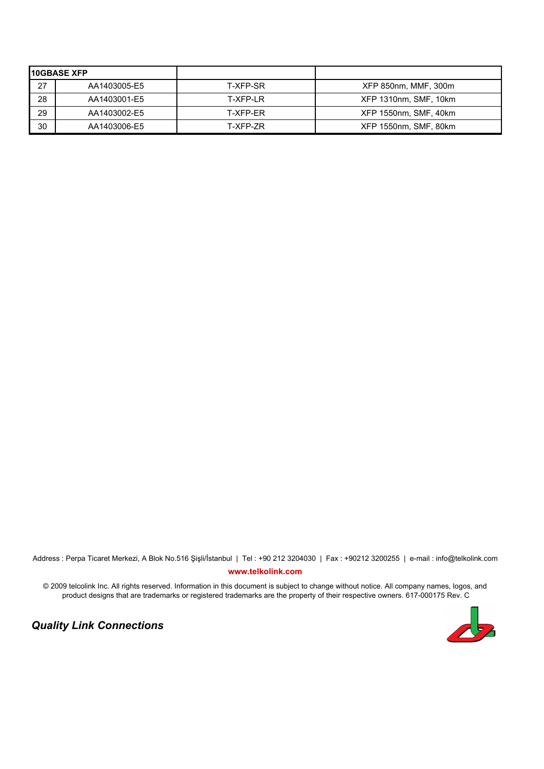| 10GBASE XFP | | | |
|---|---|---|---|
| 27 | AA1403005-E5 | T-XFP-SR | XFP 850nm, MMF, 300m |
| 28 | AA1403001-E5 | T-XFP-LR | XFP 1310nm, SMF, 10km |
| 29 | AA1403002-E5 | T-XFP-ER | XFP 1550nm, SMF, 40km |
| 30 | AA1403006-E5 | T-XFP-ZR | XFP 1550nm, SMF, 80km |

Address : Perpa Ticaret Merkezi, A Blok No.516 Şişli/İstanbul | Tel : +90 212 3204030 | Fax : +90212 3200255 | e-mail : info@telkolink.com

**www.telkolink.com**

© 2009 telcolink Inc. All rights reserved. Information in this document is subject to change without notice. All company names, logos, and product designs that are trademarks or registered trademarks are the property of their respective owners. 617-000175 Rev. C

***Quality Link Connections***